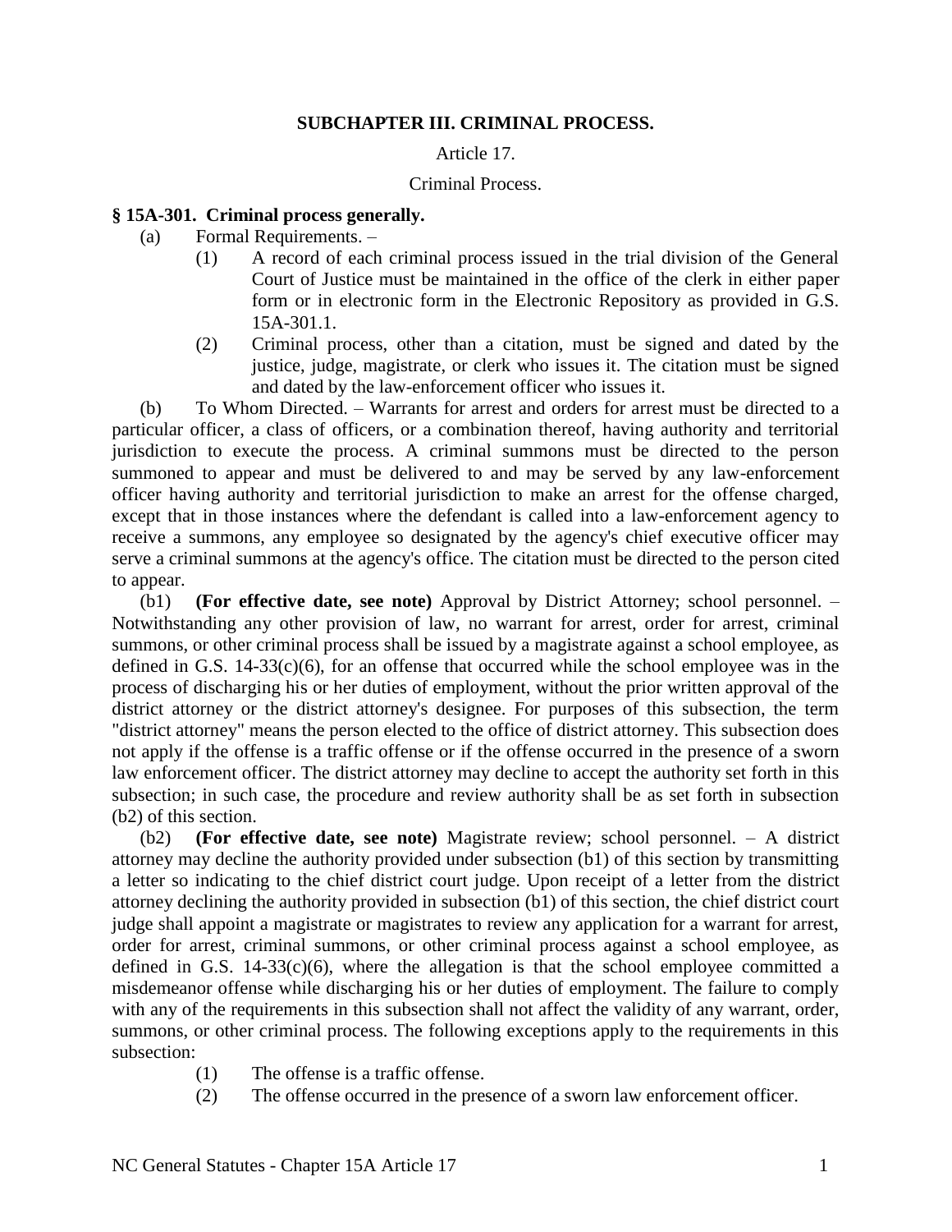## SUBCHAPTER III. CRIMINAL PROCESS.

Article 17.

Criminal Process.

### § 15A-301. Criminal process generally.

(a) Formal Requirements. –

(1) A record of each criminal process issued in the trial division of the General Court of Justice must be maintained in the office of the clerk in either paper form or in electronic form in the Electronic Repository as provided in G.S. 15A-301.1.

(2) Criminal process, other than a citation, must be signed and dated by the justice, judge, magistrate, or clerk who issues it. The citation must be signed and dated by the law-enforcement officer who issues it.

(b) To Whom Directed. – Warrants for arrest and orders for arrest must be directed to a particular officer, a class of officers, or a combination thereof, having authority and territorial jurisdiction to execute the process. A criminal summons must be directed to the person summoned to appear and must be delivered to and may be served by any law-enforcement officer having authority and territorial jurisdiction to make an arrest for the offense charged, except that in those instances where the defendant is called into a law-enforcement agency to receive a summons, any employee so designated by the agency's chief executive officer may serve a criminal summons at the agency's office. The citation must be directed to the person cited to appear.

(b1) **(For effective date, see note)** Approval by District Attorney; school personnel. – Notwithstanding any other provision of law, no warrant for arrest, order for arrest, criminal summons, or other criminal process shall be issued by a magistrate against a school employee, as defined in G.S. 14-33(c)(6), for an offense that occurred while the school employee was in the process of discharging his or her duties of employment, without the prior written approval of the district attorney or the district attorney's designee. For purposes of this subsection, the term "district attorney" means the person elected to the office of district attorney. This subsection does not apply if the offense is a traffic offense or if the offense occurred in the presence of a sworn law enforcement officer. The district attorney may decline to accept the authority set forth in this subsection; in such case, the procedure and review authority shall be as set forth in subsection (b2) of this section.

(b2) **(For effective date, see note)** Magistrate review; school personnel. – A district attorney may decline the authority provided under subsection (b1) of this section by transmitting a letter so indicating to the chief district court judge. Upon receipt of a letter from the district attorney declining the authority provided in subsection (b1) of this section, the chief district court judge shall appoint a magistrate or magistrates to review any application for a warrant for arrest, order for arrest, criminal summons, or other criminal process against a school employee, as defined in G.S. 14-33(c)(6), where the allegation is that the school employee committed a misdemeanor offense while discharging his or her duties of employment. The failure to comply with any of the requirements in this subsection shall not affect the validity of any warrant, order, summons, or other criminal process. The following exceptions apply to the requirements in this subsection:

(1) The offense is a traffic offense.

(2) The offense occurred in the presence of a sworn law enforcement officer.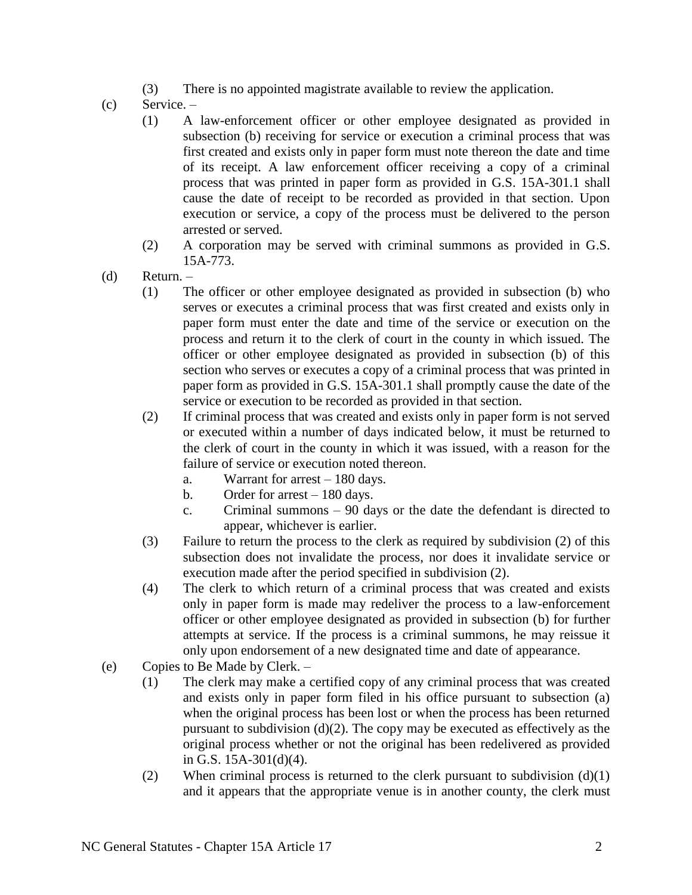(3) There is no appointed magistrate available to review the application.

(c) Service. –

(1) A law-enforcement officer or other employee designated as provided in subsection (b) receiving for service or execution a criminal process that was first created and exists only in paper form must note thereon the date and time of its receipt. A law enforcement officer receiving a copy of a criminal process that was printed in paper form as provided in G.S. 15A-301.1 shall cause the date of receipt to be recorded as provided in that section. Upon execution or service, a copy of the process must be delivered to the person arrested or served.

(2) A corporation may be served with criminal summons as provided in G.S. 15A-773.

(d) Return. –

(1) The officer or other employee designated as provided in subsection (b) who serves or executes a criminal process that was first created and exists only in paper form must enter the date and time of the service or execution on the process and return it to the clerk of court in the county in which issued. The officer or other employee designated as provided in subsection (b) of this section who serves or executes a copy of a criminal process that was printed in paper form as provided in G.S. 15A-301.1 shall promptly cause the date of the service or execution to be recorded as provided in that section.

(2) If criminal process that was created and exists only in paper form is not served or executed within a number of days indicated below, it must be returned to the clerk of court in the county in which it was issued, with a reason for the failure of service or execution noted thereon.

   a. Warrant for arrest – 180 days.

   b. Order for arrest – 180 days.

   c. Criminal summons – 90 days or the date the defendant is directed to appear, whichever is earlier.

(3) Failure to return the process to the clerk as required by subdivision (2) of this subsection does not invalidate the process, nor does it invalidate service or execution made after the period specified in subdivision (2).

(4) The clerk to which return of a criminal process that was created and exists only in paper form is made may redeliver the process to a law-enforcement officer or other employee designated as provided in subsection (b) for further attempts at service. If the process is a criminal summons, he may reissue it only upon endorsement of a new designated time and date of appearance.

(e) Copies to Be Made by Clerk. –

(1) The clerk may make a certified copy of any criminal process that was created and exists only in paper form filed in his office pursuant to subsection (a) when the original process has been lost or when the process has been returned pursuant to subdivision (d)(2). The copy may be executed as effectively as the original process whether or not the original has been redelivered as provided in G.S. 15A-301(d)(4).

(2) When criminal process is returned to the clerk pursuant to subdivision (d)(1) and it appears that the appropriate venue is in another county, the clerk must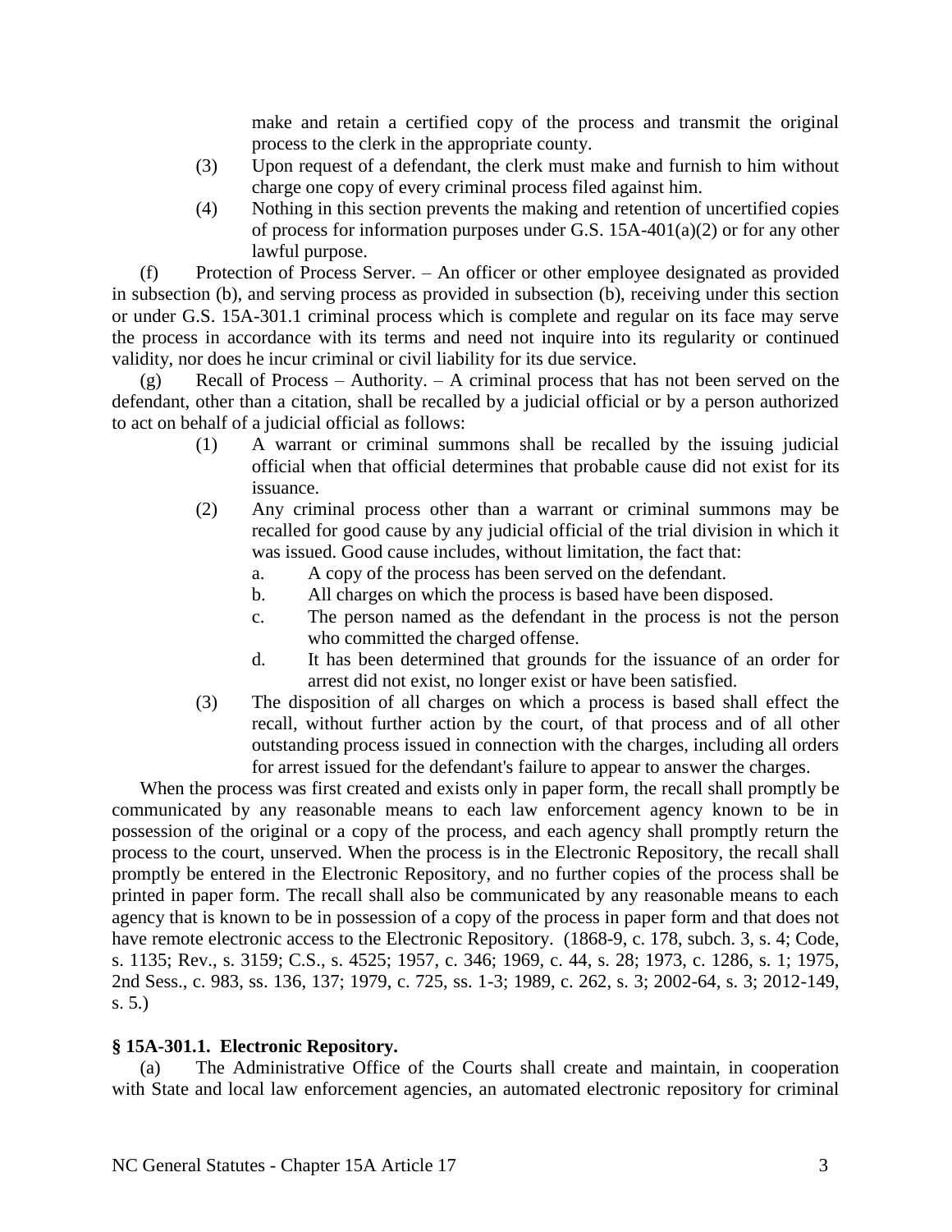make and retain a certified copy of the process and transmit the original process to the clerk in the appropriate county.

(3) Upon request of a defendant, the clerk must make and furnish to him without charge one copy of every criminal process filed against him.

(4) Nothing in this section prevents the making and retention of uncertified copies of process for information purposes under G.S. 15A-401(a)(2) or for any other lawful purpose.

(f) Protection of Process Server. – An officer or other employee designated as provided in subsection (b), and serving process as provided in subsection (b), receiving under this section or under G.S. 15A-301.1 criminal process which is complete and regular on its face may serve the process in accordance with its terms and need not inquire into its regularity or continued validity, nor does he incur criminal or civil liability for its due service.

(g) Recall of Process – Authority. – A criminal process that has not been served on the defendant, other than a citation, shall be recalled by a judicial official or by a person authorized to act on behalf of a judicial official as follows:

(1) A warrant or criminal summons shall be recalled by the issuing judicial official when that official determines that probable cause did not exist for its issuance.

(2) Any criminal process other than a warrant or criminal summons may be recalled for good cause by any judicial official of the trial division in which it was issued. Good cause includes, without limitation, the fact that:

a. A copy of the process has been served on the defendant.

b. All charges on which the process is based have been disposed.

c. The person named as the defendant in the process is not the person who committed the charged offense.

d. It has been determined that grounds for the issuance of an order for arrest did not exist, no longer exist or have been satisfied.

(3) The disposition of all charges on which a process is based shall effect the recall, without further action by the court, of that process and of all other outstanding process issued in connection with the charges, including all orders for arrest issued for the defendant's failure to appear to answer the charges.

When the process was first created and exists only in paper form, the recall shall promptly be communicated by any reasonable means to each law enforcement agency known to be in possession of the original or a copy of the process, and each agency shall promptly return the process to the court, unserved. When the process is in the Electronic Repository, the recall shall promptly be entered in the Electronic Repository, and no further copies of the process shall be printed in paper form. The recall shall also be communicated by any reasonable means to each agency that is known to be in possession of a copy of the process in paper form and that does not have remote electronic access to the Electronic Repository. (1868-9, c. 178, subch. 3, s. 4; Code, s. 1135; Rev., s. 3159; C.S., s. 4525; 1957, c. 346; 1969, c. 44, s. 28; 1973, c. 1286, s. 1; 1975, 2nd Sess., c. 983, ss. 136, 137; 1979, c. 725, ss. 1-3; 1989, c. 262, s. 3; 2002-64, s. 3; 2012-149, s. 5.)

**§ 15A-301.1. Electronic Repository.**

(a) The Administrative Office of the Courts shall create and maintain, in cooperation with State and local law enforcement agencies, an automated electronic repository for criminal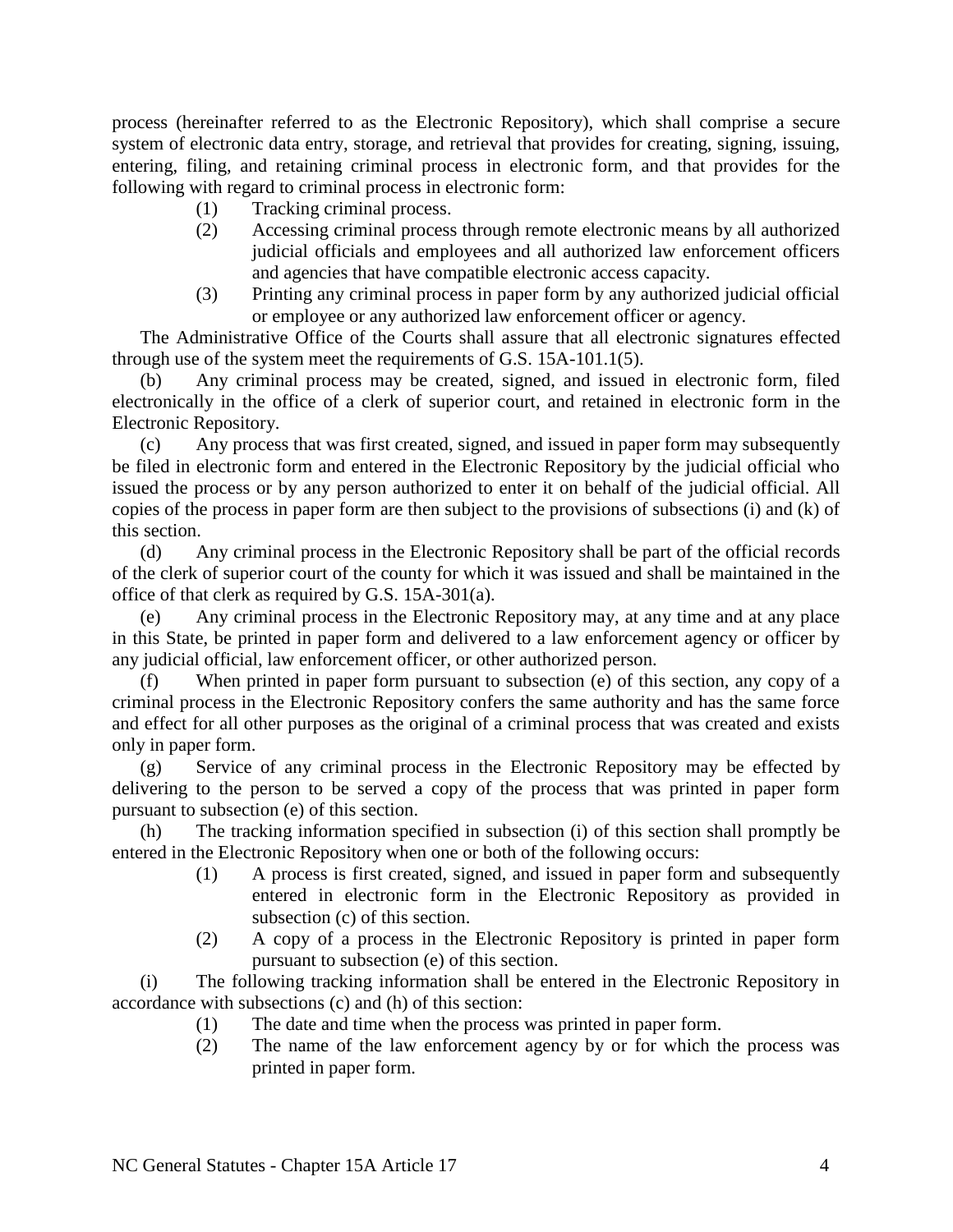process (hereinafter referred to as the Electronic Repository), which shall comprise a secure system of electronic data entry, storage, and retrieval that provides for creating, signing, issuing, entering, filing, and retaining criminal process in electronic form, and that provides for the following with regard to criminal process in electronic form:

> (1) Tracking criminal process.
>
> (2) Accessing criminal process through remote electronic means by all authorized judicial officials and employees and all authorized law enforcement officers and agencies that have compatible electronic access capacity.
>
> (3) Printing any criminal process in paper form by any authorized judicial official or employee or any authorized law enforcement officer or agency.

The Administrative Office of the Courts shall assure that all electronic signatures effected through use of the system meet the requirements of G.S. 15A-101.1(5).

(b) Any criminal process may be created, signed, and issued in electronic form, filed electronically in the office of a clerk of superior court, and retained in electronic form in the Electronic Repository.

(c) Any process that was first created, signed, and issued in paper form may subsequently be filed in electronic form and entered in the Electronic Repository by the judicial official who issued the process or by any person authorized to enter it on behalf of the judicial official. All copies of the process in paper form are then subject to the provisions of subsections (i) and (k) of this section.

(d) Any criminal process in the Electronic Repository shall be part of the official records of the clerk of superior court of the county for which it was issued and shall be maintained in the office of that clerk as required by G.S. 15A-301(a).

(e) Any criminal process in the Electronic Repository may, at any time and at any place in this State, be printed in paper form and delivered to a law enforcement agency or officer by any judicial official, law enforcement officer, or other authorized person.

(f) When printed in paper form pursuant to subsection (e) of this section, any copy of a criminal process in the Electronic Repository confers the same authority and has the same force and effect for all other purposes as the original of a criminal process that was created and exists only in paper form.

(g) Service of any criminal process in the Electronic Repository may be effected by delivering to the person to be served a copy of the process that was printed in paper form pursuant to subsection (e) of this section.

(h) The tracking information specified in subsection (i) of this section shall promptly be entered in the Electronic Repository when one or both of the following occurs:

> (1) A process is first created, signed, and issued in paper form and subsequently entered in electronic form in the Electronic Repository as provided in subsection (c) of this section.
>
> (2) A copy of a process in the Electronic Repository is printed in paper form pursuant to subsection (e) of this section.

(i) The following tracking information shall be entered in the Electronic Repository in accordance with subsections (c) and (h) of this section:

> (1) The date and time when the process was printed in paper form.
>
> (2) The name of the law enforcement agency by or for which the process was printed in paper form.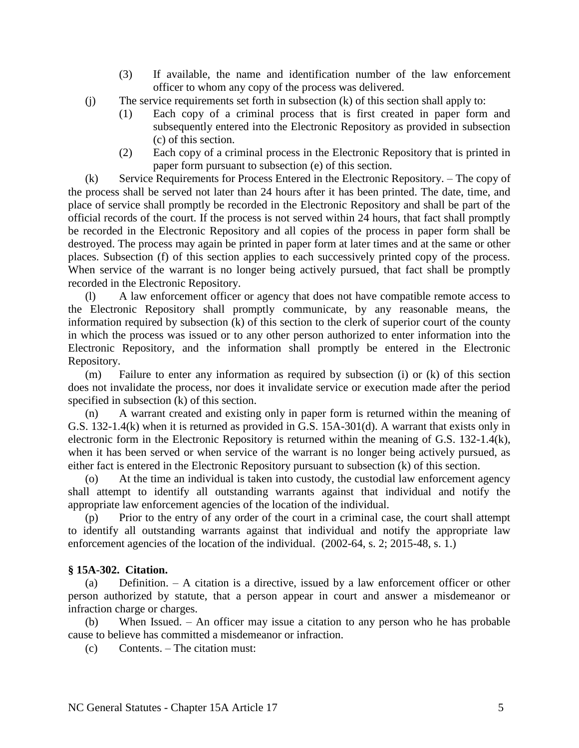(3) If available, the name and identification number of the law enforcement officer to whom any copy of the process was delivered.

(j) The service requirements set forth in subsection (k) of this section shall apply to:

(1) Each copy of a criminal process that is first created in paper form and subsequently entered into the Electronic Repository as provided in subsection (c) of this section.

(2) Each copy of a criminal process in the Electronic Repository that is printed in paper form pursuant to subsection (e) of this section.

(k) Service Requirements for Process Entered in the Electronic Repository. – The copy of the process shall be served not later than 24 hours after it has been printed. The date, time, and place of service shall promptly be recorded in the Electronic Repository and shall be part of the official records of the court. If the process is not served within 24 hours, that fact shall promptly be recorded in the Electronic Repository and all copies of the process in paper form shall be destroyed. The process may again be printed in paper form at later times and at the same or other places. Subsection (f) of this section applies to each successively printed copy of the process. When service of the warrant is no longer being actively pursued, that fact shall be promptly recorded in the Electronic Repository.

(l) A law enforcement officer or agency that does not have compatible remote access to the Electronic Repository shall promptly communicate, by any reasonable means, the information required by subsection (k) of this section to the clerk of superior court of the county in which the process was issued or to any other person authorized to enter information into the Electronic Repository, and the information shall promptly be entered in the Electronic Repository.

(m) Failure to enter any information as required by subsection (i) or (k) of this section does not invalidate the process, nor does it invalidate service or execution made after the period specified in subsection (k) of this section.

(n) A warrant created and existing only in paper form is returned within the meaning of G.S. 132-1.4(k) when it is returned as provided in G.S. 15A-301(d). A warrant that exists only in electronic form in the Electronic Repository is returned within the meaning of G.S. 132-1.4(k), when it has been served or when service of the warrant is no longer being actively pursued, as either fact is entered in the Electronic Repository pursuant to subsection (k) of this section.

(o) At the time an individual is taken into custody, the custodial law enforcement agency shall attempt to identify all outstanding warrants against that individual and notify the appropriate law enforcement agencies of the location of the individual.

(p) Prior to the entry of any order of the court in a criminal case, the court shall attempt to identify all outstanding warrants against that individual and notify the appropriate law enforcement agencies of the location of the individual. (2002-64, s. 2; 2015-48, s. 1.)

**§ 15A-302. Citation.**

(a) Definition. – A citation is a directive, issued by a law enforcement officer or other person authorized by statute, that a person appear in court and answer a misdemeanor or infraction charge or charges.

(b) When Issued. – An officer may issue a citation to any person who he has probable cause to believe has committed a misdemeanor or infraction.

(c) Contents. – The citation must: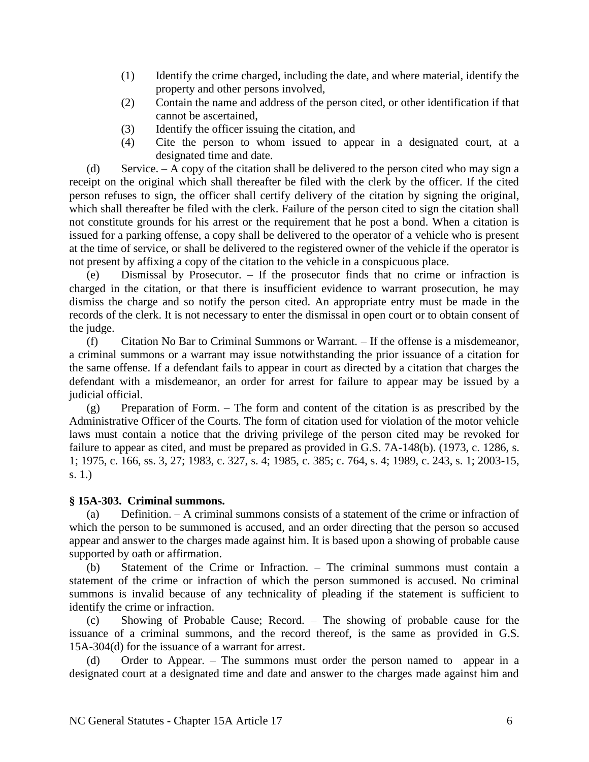(1) Identify the crime charged, including the date, and where material, identify the property and other persons involved,
(2) Contain the name and address of the person cited, or other identification if that cannot be ascertained,
(3) Identify the officer issuing the citation, and
(4) Cite the person to whom issued to appear in a designated court, at a designated time and date.

(d) Service. – A copy of the citation shall be delivered to the person cited who may sign a receipt on the original which shall thereafter be filed with the clerk by the officer. If the cited person refuses to sign, the officer shall certify delivery of the citation by signing the original, which shall thereafter be filed with the clerk. Failure of the person cited to sign the citation shall not constitute grounds for his arrest or the requirement that he post a bond. When a citation is issued for a parking offense, a copy shall be delivered to the operator of a vehicle who is present at the time of service, or shall be delivered to the registered owner of the vehicle if the operator is not present by affixing a copy of the citation to the vehicle in a conspicuous place.

(e) Dismissal by Prosecutor. – If the prosecutor finds that no crime or infraction is charged in the citation, or that there is insufficient evidence to warrant prosecution, he may dismiss the charge and so notify the person cited. An appropriate entry must be made in the records of the clerk. It is not necessary to enter the dismissal in open court or to obtain consent of the judge.

(f) Citation No Bar to Criminal Summons or Warrant. – If the offense is a misdemeanor, a criminal summons or a warrant may issue notwithstanding the prior issuance of a citation for the same offense. If a defendant fails to appear in court as directed by a citation that charges the defendant with a misdemeanor, an order for arrest for failure to appear may be issued by a judicial official.

(g) Preparation of Form. – The form and content of the citation is as prescribed by the Administrative Officer of the Courts. The form of citation used for violation of the motor vehicle laws must contain a notice that the driving privilege of the person cited may be revoked for failure to appear as cited, and must be prepared as provided in G.S. 7A-148(b). (1973, c. 1286, s. 1; 1975, c. 166, ss. 3, 27; 1983, c. 327, s. 4; 1985, c. 385; c. 764, s. 4; 1989, c. 243, s. 1; 2003-15, s. 1.)

**§ 15A-303. Criminal summons.**

(a) Definition. – A criminal summons consists of a statement of the crime or infraction of which the person to be summoned is accused, and an order directing that the person so accused appear and answer to the charges made against him. It is based upon a showing of probable cause supported by oath or affirmation.

(b) Statement of the Crime or Infraction. – The criminal summons must contain a statement of the crime or infraction of which the person summoned is accused. No criminal summons is invalid because of any technicality of pleading if the statement is sufficient to identify the crime or infraction.

(c) Showing of Probable Cause; Record. – The showing of probable cause for the issuance of a criminal summons, and the record thereof, is the same as provided in G.S. 15A-304(d) for the issuance of a warrant for arrest.

(d) Order to Appear. – The summons must order the person named to appear in a designated court at a designated time and date and answer to the charges made against him and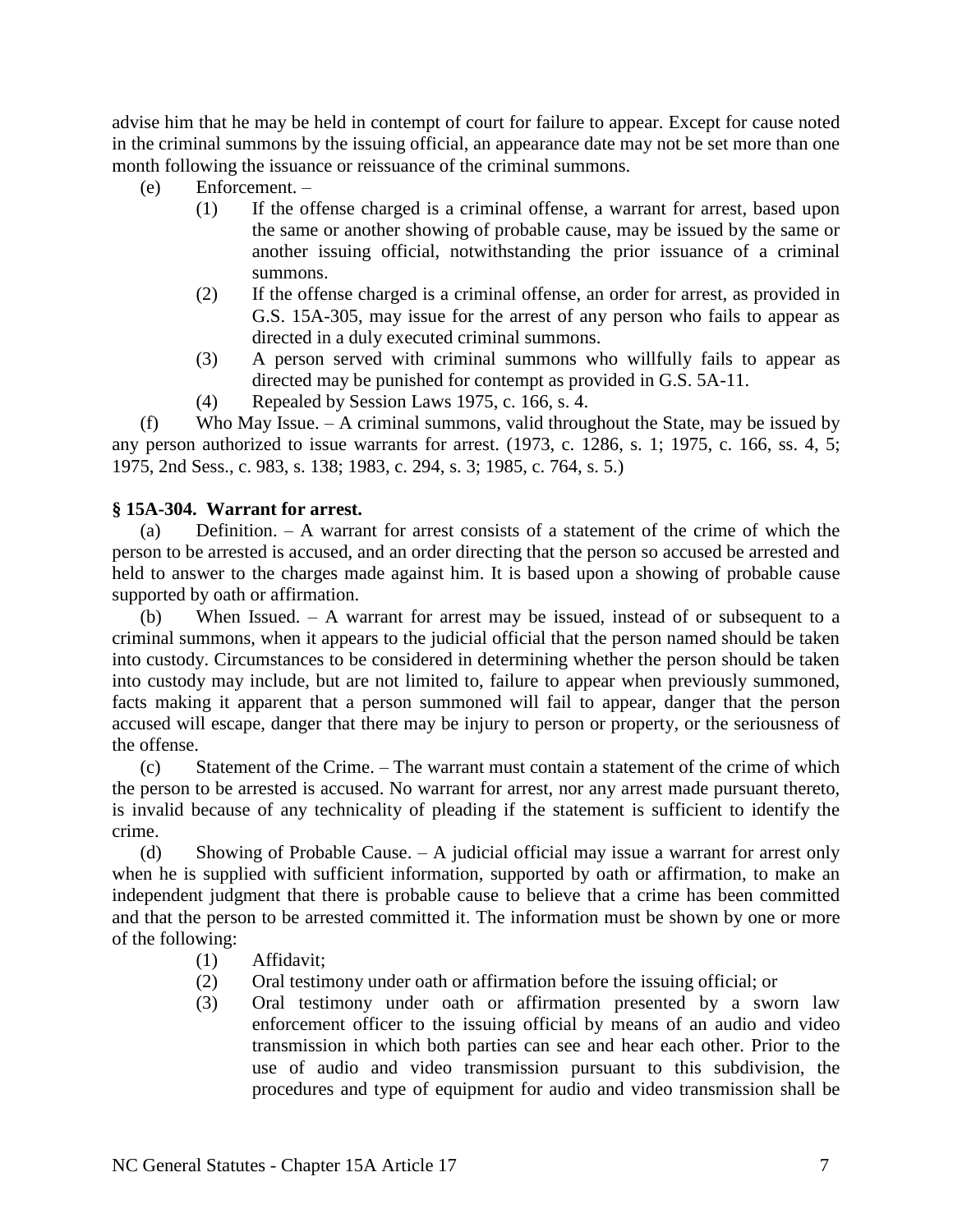advise him that he may be held in contempt of court for failure to appear. Except for cause noted in the criminal summons by the issuing official, an appearance date may not be set more than one month following the issuance or reissuance of the criminal summons.

(e) Enforcement. –

(1) If the offense charged is a criminal offense, a warrant for arrest, based upon the same or another showing of probable cause, may be issued by the same or another issuing official, notwithstanding the prior issuance of a criminal summons.

(2) If the offense charged is a criminal offense, an order for arrest, as provided in G.S. 15A-305, may issue for the arrest of any person who fails to appear as directed in a duly executed criminal summons.

(3) A person served with criminal summons who willfully fails to appear as directed may be punished for contempt as provided in G.S. 5A-11.

(4) Repealed by Session Laws 1975, c. 166, s. 4.

(f) Who May Issue. – A criminal summons, valid throughout the State, may be issued by any person authorized to issue warrants for arrest. (1973, c. 1286, s. 1; 1975, c. 166, ss. 4, 5; 1975, 2nd Sess., c. 983, s. 138; 1983, c. 294, s. 3; 1985, c. 764, s. 5.)

**§ 15A-304. Warrant for arrest.**

(a) Definition. – A warrant for arrest consists of a statement of the crime of which the person to be arrested is accused, and an order directing that the person so accused be arrested and held to answer to the charges made against him. It is based upon a showing of probable cause supported by oath or affirmation.

(b) When Issued. – A warrant for arrest may be issued, instead of or subsequent to a criminal summons, when it appears to the judicial official that the person named should be taken into custody. Circumstances to be considered in determining whether the person should be taken into custody may include, but are not limited to, failure to appear when previously summoned, facts making it apparent that a person summoned will fail to appear, danger that the person accused will escape, danger that there may be injury to person or property, or the seriousness of the offense.

(c) Statement of the Crime. – The warrant must contain a statement of the crime of which the person to be arrested is accused. No warrant for arrest, nor any arrest made pursuant thereto, is invalid because of any technicality of pleading if the statement is sufficient to identify the crime.

(d) Showing of Probable Cause. – A judicial official may issue a warrant for arrest only when he is supplied with sufficient information, supported by oath or affirmation, to make an independent judgment that there is probable cause to believe that a crime has been committed and that the person to be arrested committed it. The information must be shown by one or more of the following:

(1) Affidavit;

(2) Oral testimony under oath or affirmation before the issuing official; or

(3) Oral testimony under oath or affirmation presented by a sworn law enforcement officer to the issuing official by means of an audio and video transmission in which both parties can see and hear each other. Prior to the use of audio and video transmission pursuant to this subdivision, the procedures and type of equipment for audio and video transmission shall be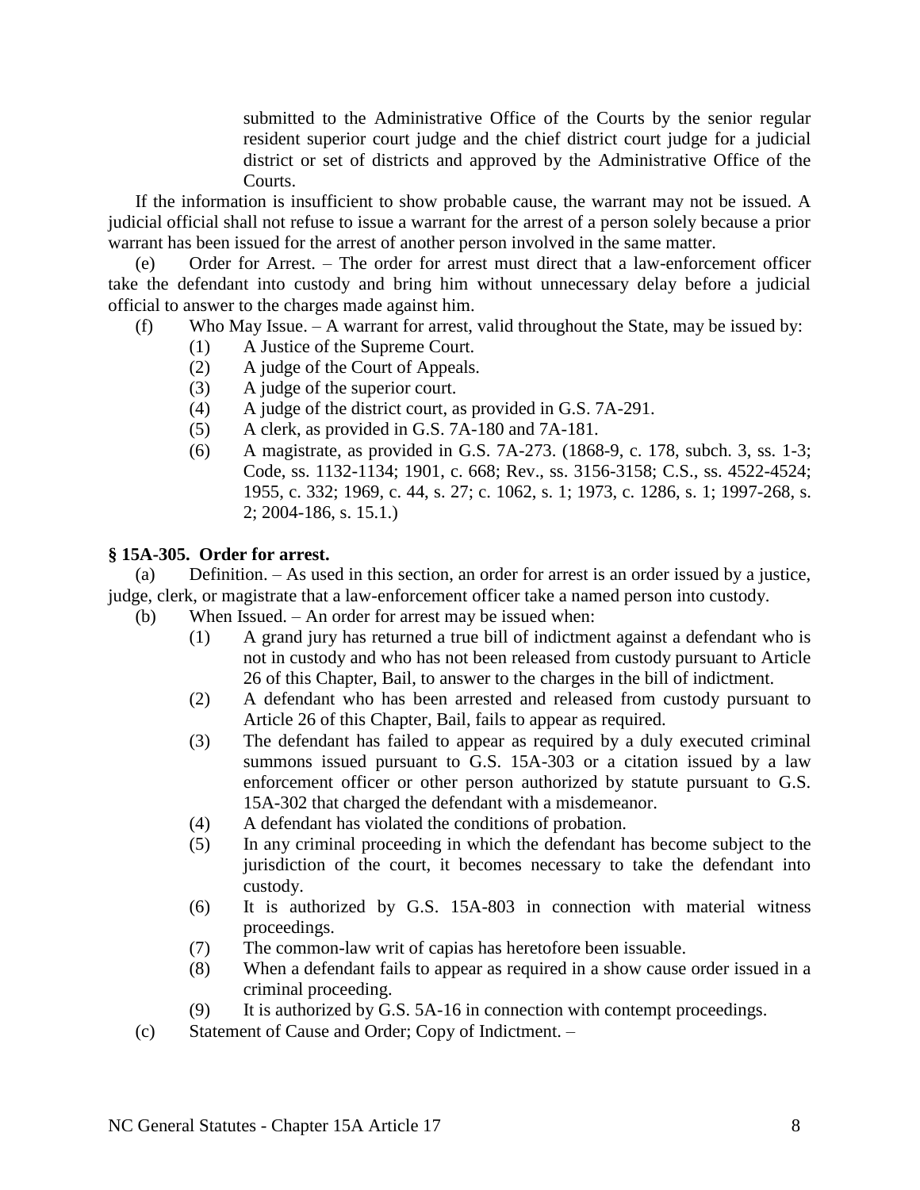submitted to the Administrative Office of the Courts by the senior regular resident superior court judge and the chief district court judge for a judicial district or set of districts and approved by the Administrative Office of the Courts.

If the information is insufficient to show probable cause, the warrant may not be issued. A judicial official shall not refuse to issue a warrant for the arrest of a person solely because a prior warrant has been issued for the arrest of another person involved in the same matter.

(e) Order for Arrest. – The order for arrest must direct that a law-enforcement officer take the defendant into custody and bring him without unnecessary delay before a judicial official to answer to the charges made against him.

(f) Who May Issue. – A warrant for arrest, valid throughout the State, may be issued by:

(1) A Justice of the Supreme Court.

(2) A judge of the Court of Appeals.

(3) A judge of the superior court.

(4) A judge of the district court, as provided in G.S. 7A-291.

(5) A clerk, as provided in G.S. 7A-180 and 7A-181.

(6) A magistrate, as provided in G.S. 7A-273. (1868-9, c. 178, subch. 3, ss. 1-3; Code, ss. 1132-1134; 1901, c. 668; Rev., ss. 3156-3158; C.S., ss. 4522-4524; 1955, c. 332; 1969, c. 44, s. 27; c. 1062, s. 1; 1973, c. 1286, s. 1; 1997-268, s. 2; 2004-186, s. 15.1.)

**§ 15A-305. Order for arrest.**

(a) Definition. – As used in this section, an order for arrest is an order issued by a justice, judge, clerk, or magistrate that a law-enforcement officer take a named person into custody.

(b) When Issued. – An order for arrest may be issued when:

(1) A grand jury has returned a true bill of indictment against a defendant who is not in custody and who has not been released from custody pursuant to Article 26 of this Chapter, Bail, to answer to the charges in the bill of indictment.

(2) A defendant who has been arrested and released from custody pursuant to Article 26 of this Chapter, Bail, fails to appear as required.

(3) The defendant has failed to appear as required by a duly executed criminal summons issued pursuant to G.S. 15A-303 or a citation issued by a law enforcement officer or other person authorized by statute pursuant to G.S. 15A-302 that charged the defendant with a misdemeanor.

(4) A defendant has violated the conditions of probation.

(5) In any criminal proceeding in which the defendant has become subject to the jurisdiction of the court, it becomes necessary to take the defendant into custody.

(6) It is authorized by G.S. 15A-803 in connection with material witness proceedings.

(7) The common-law writ of capias has heretofore been issuable.

(8) When a defendant fails to appear as required in a show cause order issued in a criminal proceeding.

(9) It is authorized by G.S. 5A-16 in connection with contempt proceedings.

(c) Statement of Cause and Order; Copy of Indictment. –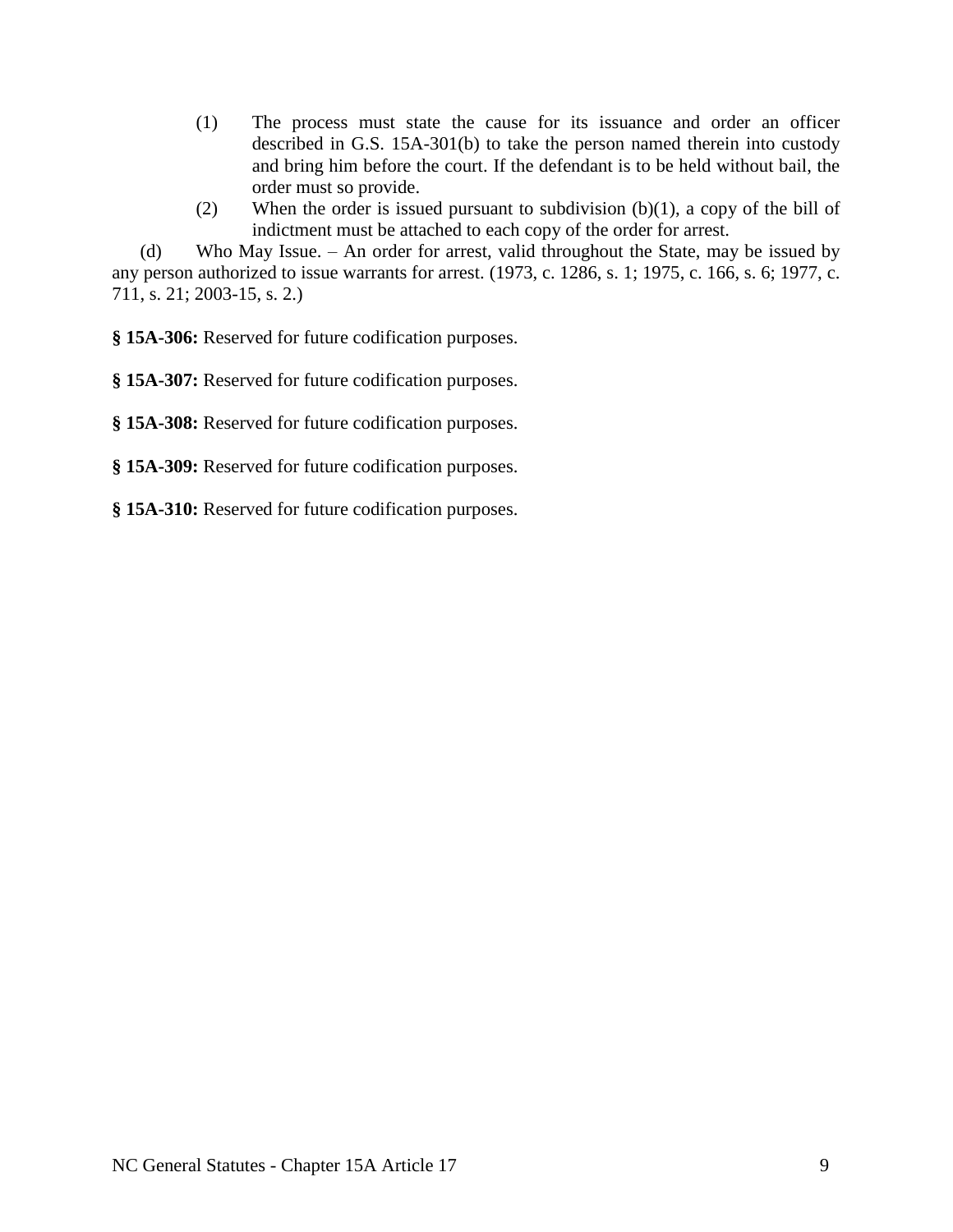(1) The process must state the cause for its issuance and order an officer described in G.S. 15A-301(b) to take the person named therein into custody and bring him before the court. If the defendant is to be held without bail, the order must so provide.

(2) When the order is issued pursuant to subdivision (b)(1), a copy of the bill of indictment must be attached to each copy of the order for arrest.

(d) Who May Issue. – An order for arrest, valid throughout the State, may be issued by any person authorized to issue warrants for arrest. (1973, c. 1286, s. 1; 1975, c. 166, s. 6; 1977, c. 711, s. 21; 2003-15, s. 2.)

**§ 15A-306:** Reserved for future codification purposes.

**§ 15A-307:** Reserved for future codification purposes.

**§ 15A-308:** Reserved for future codification purposes.

**§ 15A-309:** Reserved for future codification purposes.

**§ 15A-310:** Reserved for future codification purposes.